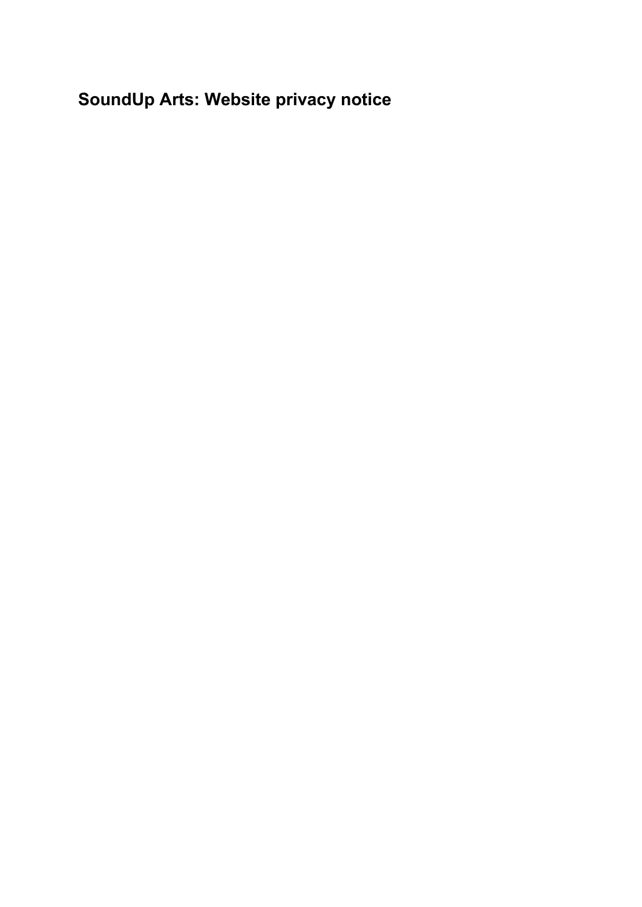# SoundUp Arts: Website privacy notice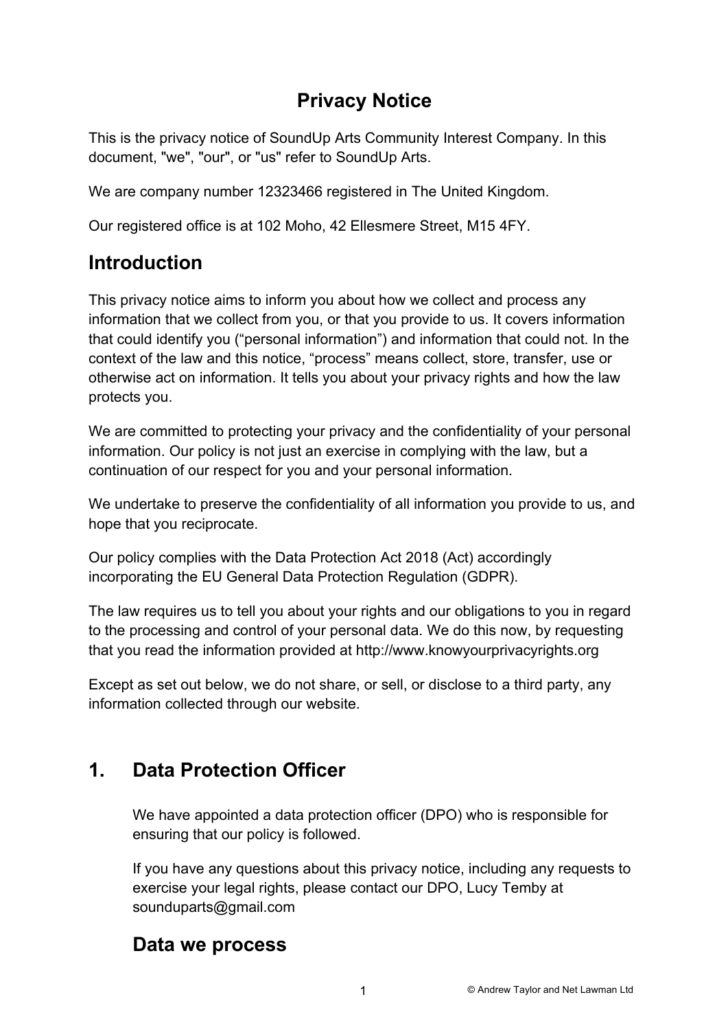# Privacy Notice

This is the privacy notice of SoundUp Arts Community Interest Company. In this document, "we", "our", or "us" refer to SoundUp Arts.

We are company number 12323466 registered in The United Kingdom.

Our registered office is at 102 Moho, 42 Ellesmere Street, M15 4FY.

## Introduction

This privacy notice aims to inform you about how we collect and process any information that we collect from you, or that you provide to us. It covers information that could identify you (“personal information”) and information that could not. In the context of the law and this notice, “process” means collect, store, transfer, use or otherwise act on information. It tells you about your privacy rights and how the law protects you.

We are committed to protecting your privacy and the confidentiality of your personal information. Our policy is not just an exercise in complying with the law, but a continuation of our respect for you and your personal information.

We undertake to preserve the confidentiality of all information you provide to us, and hope that you reciprocate.

Our policy complies with the Data Protection Act 2018 (Act) accordingly incorporating the EU General Data Protection Regulation (GDPR).

The law requires us to tell you about your rights and our obligations to you in regard to the processing and control of your personal data. We do this now, by requesting that you read the information provided at http://www.knowyourprivacyrights.org

Except as set out below, we do not share, or sell, or disclose to a third party, any information collected through our website.

## 1. Data Protection Officer

We have appointed a data protection officer (DPO) who is responsible for ensuring that our policy is followed.

If you have any questions about this privacy notice, including any requests to exercise your legal rights, please contact our DPO, Lucy Temby at sounduparts@gmail.com

## Data we process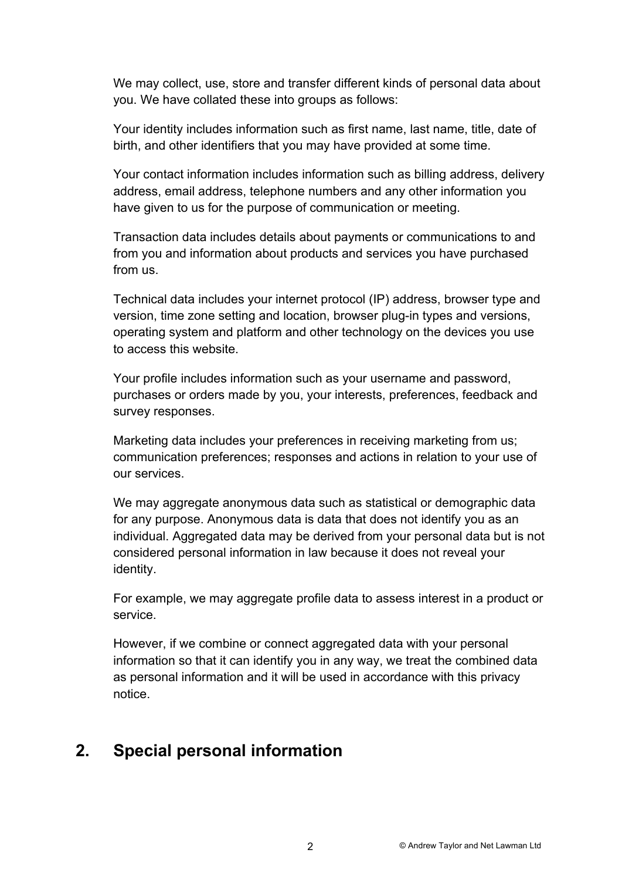We may collect, use, store and transfer different kinds of personal data about you. We have collated these into groups as follows:

Your identity includes information such as first name, last name, title, date of birth, and other identifiers that you may have provided at some time.

Your contact information includes information such as billing address, delivery address, email address, telephone numbers and any other information you have given to us for the purpose of communication or meeting.

Transaction data includes details about payments or communications to and from you and information about products and services you have purchased from us.

Technical data includes your internet protocol (IP) address, browser type and version, time zone setting and location, browser plug-in types and versions, operating system and platform and other technology on the devices you use to access this website.

Your profile includes information such as your username and password, purchases or orders made by you, your interests, preferences, feedback and survey responses.

Marketing data includes your preferences in receiving marketing from us; communication preferences; responses and actions in relation to your use of our services.

We may aggregate anonymous data such as statistical or demographic data for any purpose. Anonymous data is data that does not identify you as an individual. Aggregated data may be derived from your personal data but is not considered personal information in law because it does not reveal your identity.

For example, we may aggregate profile data to assess interest in a product or service.

However, if we combine or connect aggregated data with your personal information so that it can identify you in any way, we treat the combined data as personal information and it will be used in accordance with this privacy notice.

## 2. Special personal information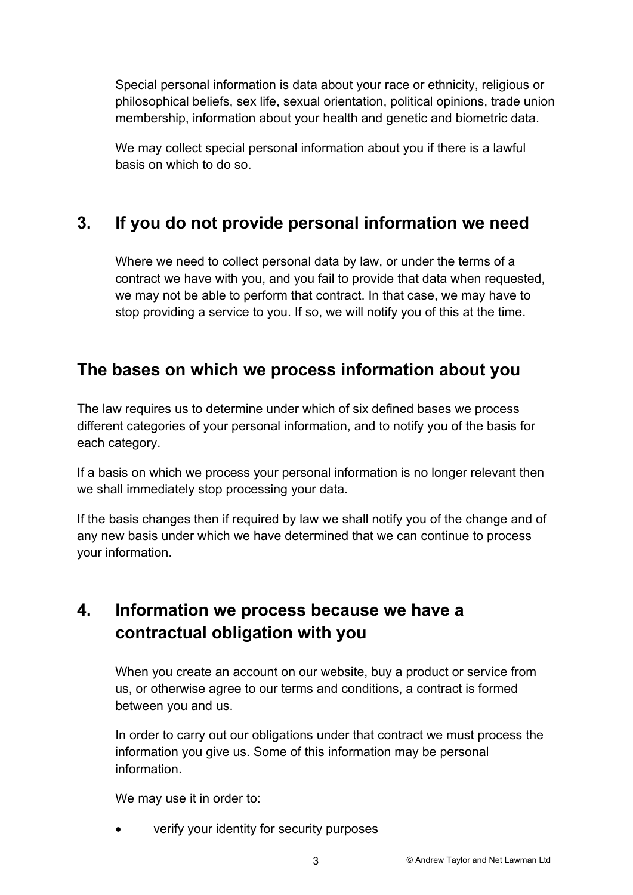Special personal information is data about your race or ethnicity, religious or philosophical beliefs, sex life, sexual orientation, political opinions, trade union membership, information about your health and genetic and biometric data.

We may collect special personal information about you if there is a lawful basis on which to do so.

## 3. If you do not provide personal information we need

Where we need to collect personal data by law, or under the terms of a contract we have with you, and you fail to provide that data when requested, we may not be able to perform that contract. In that case, we may have to stop providing a service to you. If so, we will notify you of this at the time.

## The bases on which we process information about you

The law requires us to determine under which of six defined bases we process different categories of your personal information, and to notify you of the basis for each category.

If a basis on which we process your personal information is no longer relevant then we shall immediately stop processing your data.

If the basis changes then if required by law we shall notify you of the change and of any new basis under which we have determined that we can continue to process your information.

## 4. Information we process because we have a contractual obligation with you

When you create an account on our website, buy a product or service from us, or otherwise agree to our terms and conditions, a contract is formed between you and us.

In order to carry out our obligations under that contract we must process the information you give us. Some of this information may be personal information.

We may use it in order to:

- verify your identity for security purposes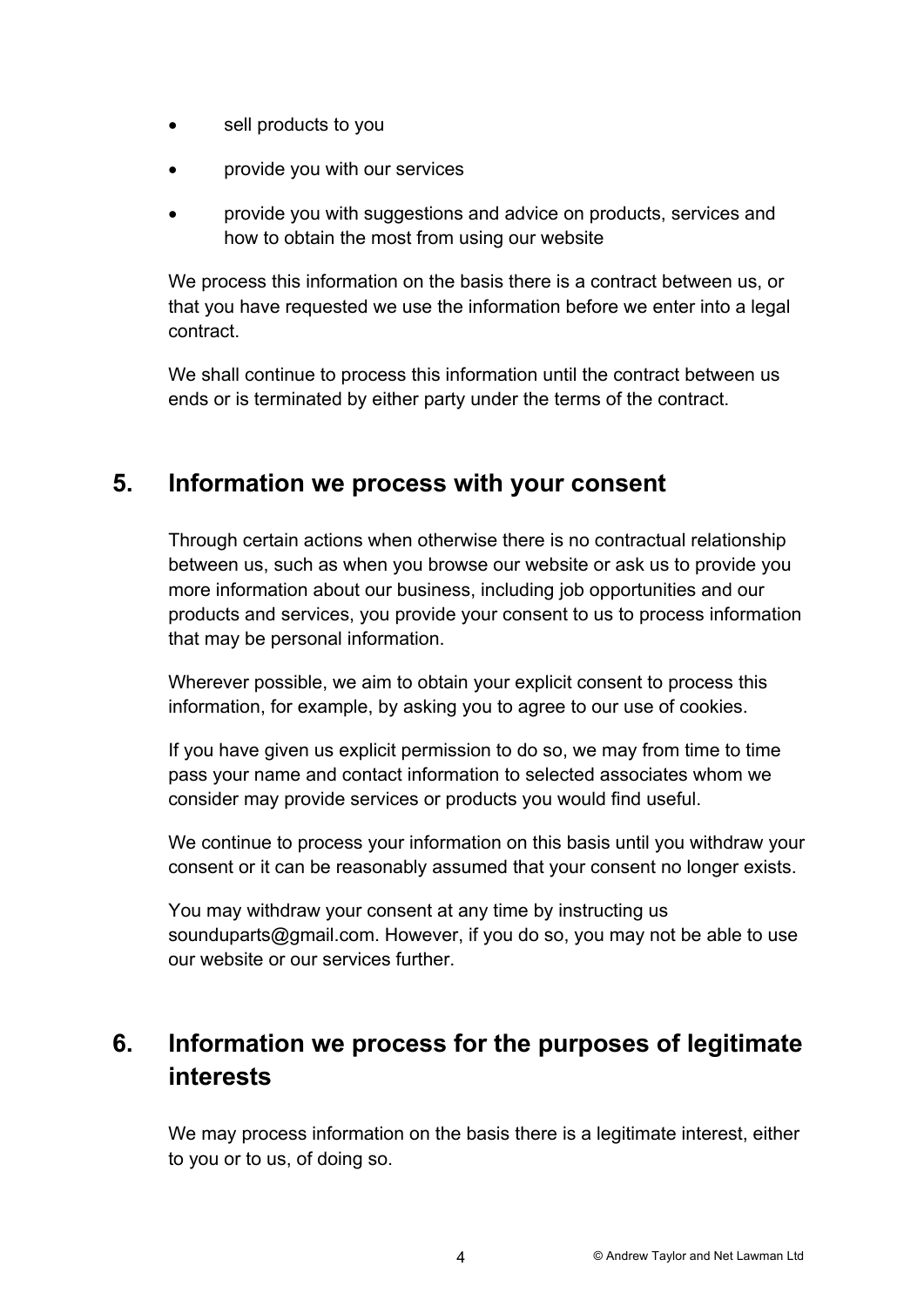- sell products to you
- provide you with our services
- provide you with suggestions and advice on products, services and how to obtain the most from using our website

We process this information on the basis there is a contract between us, or that you have requested we use the information before we enter into a legal contract.

We shall continue to process this information until the contract between us ends or is terminated by either party under the terms of the contract.

## 5. Information we process with your consent

Through certain actions when otherwise there is no contractual relationship between us, such as when you browse our website or ask us to provide you more information about our business, including job opportunities and our products and services, you provide your consent to us to process information that may be personal information.

Wherever possible, we aim to obtain your explicit consent to process this information, for example, by asking you to agree to our use of cookies.

If you have given us explicit permission to do so, we may from time to time pass your name and contact information to selected associates whom we consider may provide services or products you would find useful.

We continue to process your information on this basis until you withdraw your consent or it can be reasonably assumed that your consent no longer exists.

You may withdraw your consent at any time by instructing us sounduparts@gmail.com. However, if you do so, you may not be able to use our website or our services further.

## 6. Information we process for the purposes of legitimate interests

We may process information on the basis there is a legitimate interest, either to you or to us, of doing so.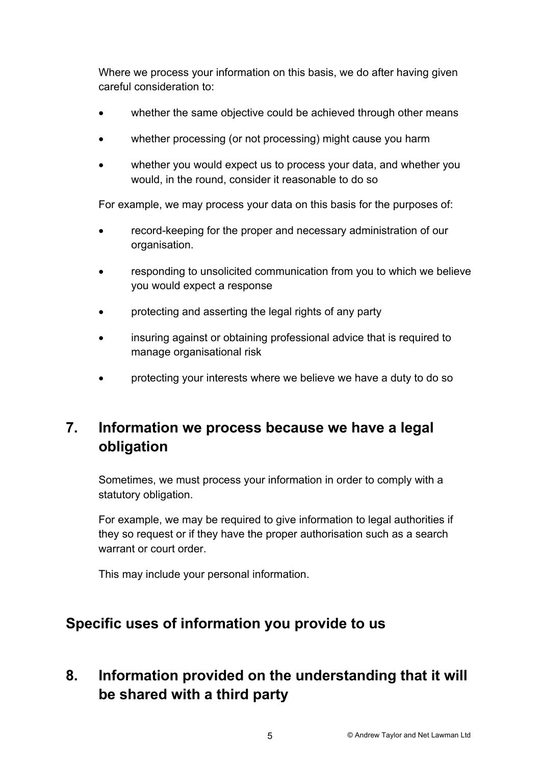Where we process your information on this basis, we do after having given careful consideration to:

- whether the same objective could be achieved through other means
- whether processing (or not processing) might cause you harm
- whether you would expect us to process your data, and whether you would, in the round, consider it reasonable to do so

For example, we may process your data on this basis for the purposes of:

- record-keeping for the proper and necessary administration of our organisation.
- responding to unsolicited communication from you to which we believe you would expect a response
- protecting and asserting the legal rights of any party
- insuring against or obtaining professional advice that is required to manage organisational risk
- protecting your interests where we believe we have a duty to do so

## 7. Information we process because we have a legal obligation

Sometimes, we must process your information in order to comply with a statutory obligation.

For example, we may be required to give information to legal authorities if they so request or if they have the proper authorisation such as a search warrant or court order.

This may include your personal information.

## Specific uses of information you provide to us

## 8. Information provided on the understanding that it will be shared with a third party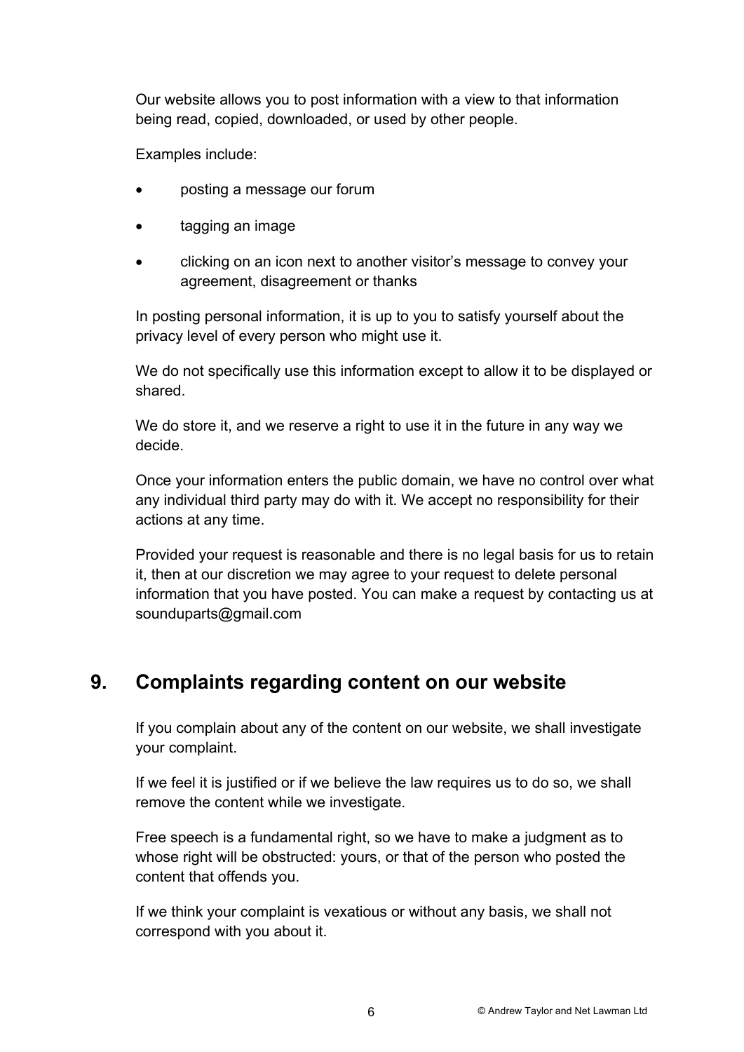Our website allows you to post information with a view to that information being read, copied, downloaded, or used by other people.

Examples include:

- posting a message our forum
- tagging an image
- clicking on an icon next to another visitor's message to convey your agreement, disagreement or thanks

In posting personal information, it is up to you to satisfy yourself about the privacy level of every person who might use it.

We do not specifically use this information except to allow it to be displayed or shared.

We do store it, and we reserve a right to use it in the future in any way we decide.

Once your information enters the public domain, we have no control over what any individual third party may do with it. We accept no responsibility for their actions at any time.

Provided your request is reasonable and there is no legal basis for us to retain it, then at our discretion we may agree to your request to delete personal information that you have posted. You can make a request by contacting us at sounduparts@gmail.com

## 9. Complaints regarding content on our website

If you complain about any of the content on our website, we shall investigate your complaint.

If we feel it is justified or if we believe the law requires us to do so, we shall remove the content while we investigate.

Free speech is a fundamental right, so we have to make a judgment as to whose right will be obstructed: yours, or that of the person who posted the content that offends you.

If we think your complaint is vexatious or without any basis, we shall not correspond with you about it.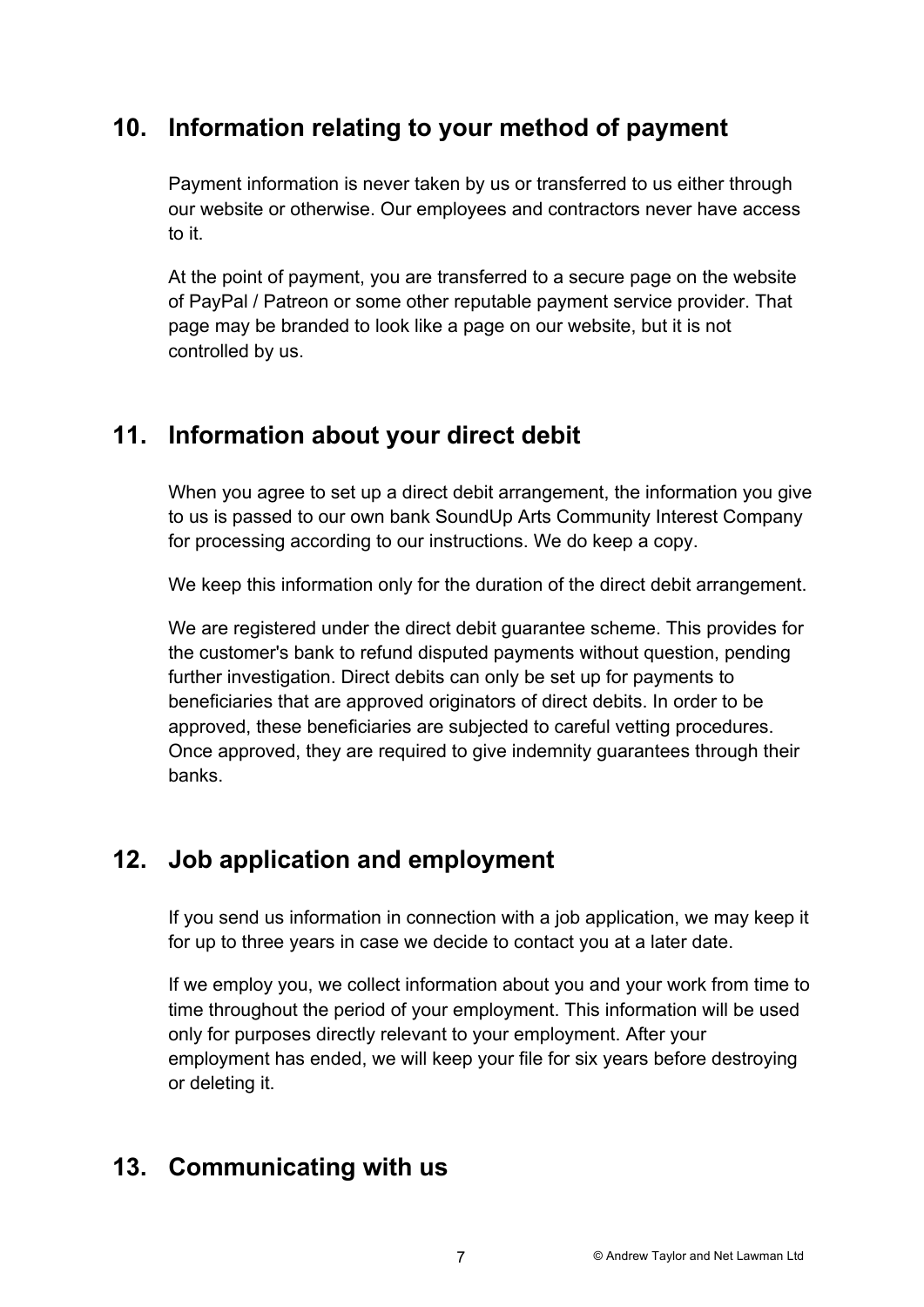## 10. Information relating to your method of payment

Payment information is never taken by us or transferred to us either through our website or otherwise. Our employees and contractors never have access to it.

At the point of payment, you are transferred to a secure page on the website of PayPal / Patreon or some other reputable payment service provider. That page may be branded to look like a page on our website, but it is not controlled by us.

## 11. Information about your direct debit

When you agree to set up a direct debit arrangement, the information you give to us is passed to our own bank SoundUp Arts Community Interest Company for processing according to our instructions. We do keep a copy.

We keep this information only for the duration of the direct debit arrangement.

We are registered under the direct debit guarantee scheme. This provides for the customer's bank to refund disputed payments without question, pending further investigation. Direct debits can only be set up for payments to beneficiaries that are approved originators of direct debits. In order to be approved, these beneficiaries are subjected to careful vetting procedures. Once approved, they are required to give indemnity guarantees through their banks.

## 12. Job application and employment

If you send us information in connection with a job application, we may keep it for up to three years in case we decide to contact you at a later date.

If we employ you, we collect information about you and your work from time to time throughout the period of your employment. This information will be used only for purposes directly relevant to your employment. After your employment has ended, we will keep your file for six years before destroying or deleting it.

## 13. Communicating with us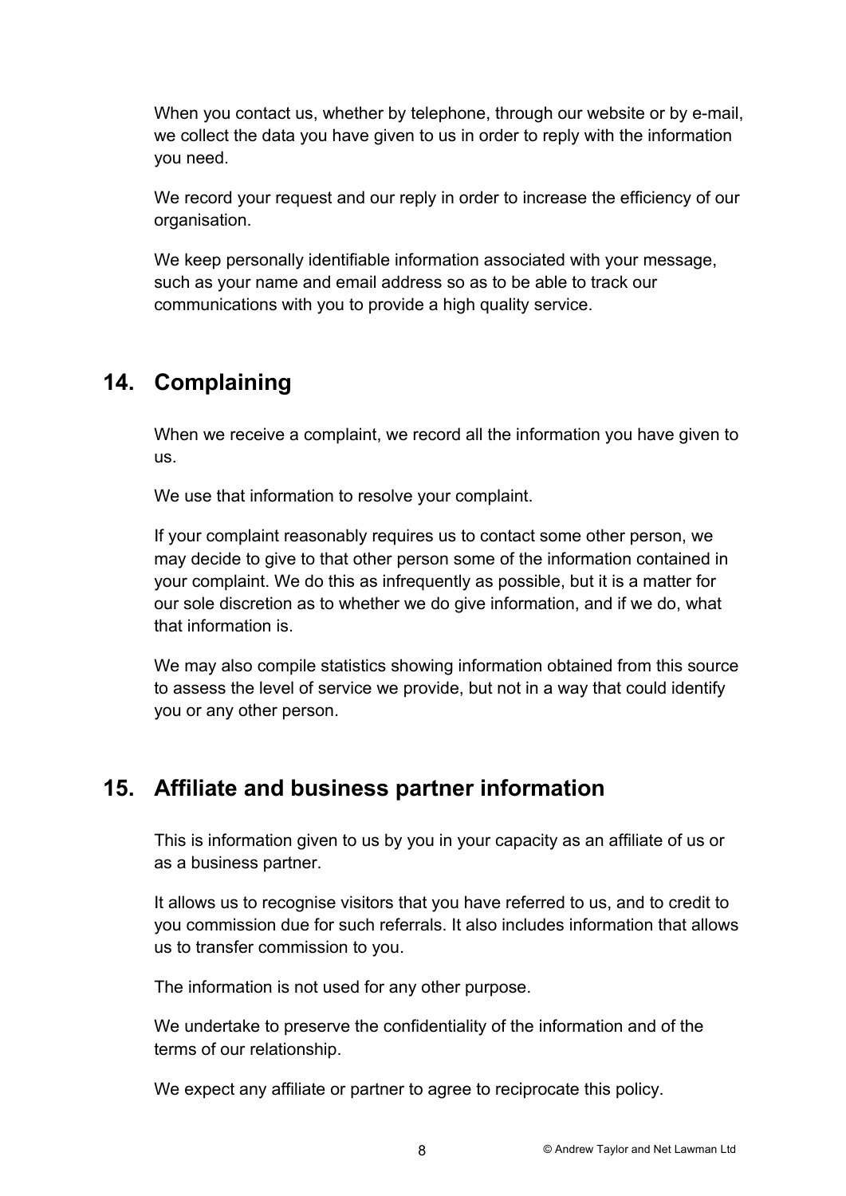When you contact us, whether by telephone, through our website or by e-mail, we collect the data you have given to us in order to reply with the information you need.

We record your request and our reply in order to increase the efficiency of our organisation.

We keep personally identifiable information associated with your message, such as your name and email address so as to be able to track our communications with you to provide a high quality service.

## 14. Complaining

When we receive a complaint, we record all the information you have given to us.

We use that information to resolve your complaint.

If your complaint reasonably requires us to contact some other person, we may decide to give to that other person some of the information contained in your complaint. We do this as infrequently as possible, but it is a matter for our sole discretion as to whether we do give information, and if we do, what that information is.

We may also compile statistics showing information obtained from this source to assess the level of service we provide, but not in a way that could identify you or any other person.

## 15. Affiliate and business partner information

This is information given to us by you in your capacity as an affiliate of us or as a business partner.

It allows us to recognise visitors that you have referred to us, and to credit to you commission due for such referrals. It also includes information that allows us to transfer commission to you.

The information is not used for any other purpose.

We undertake to preserve the confidentiality of the information and of the terms of our relationship.

We expect any affiliate or partner to agree to reciprocate this policy.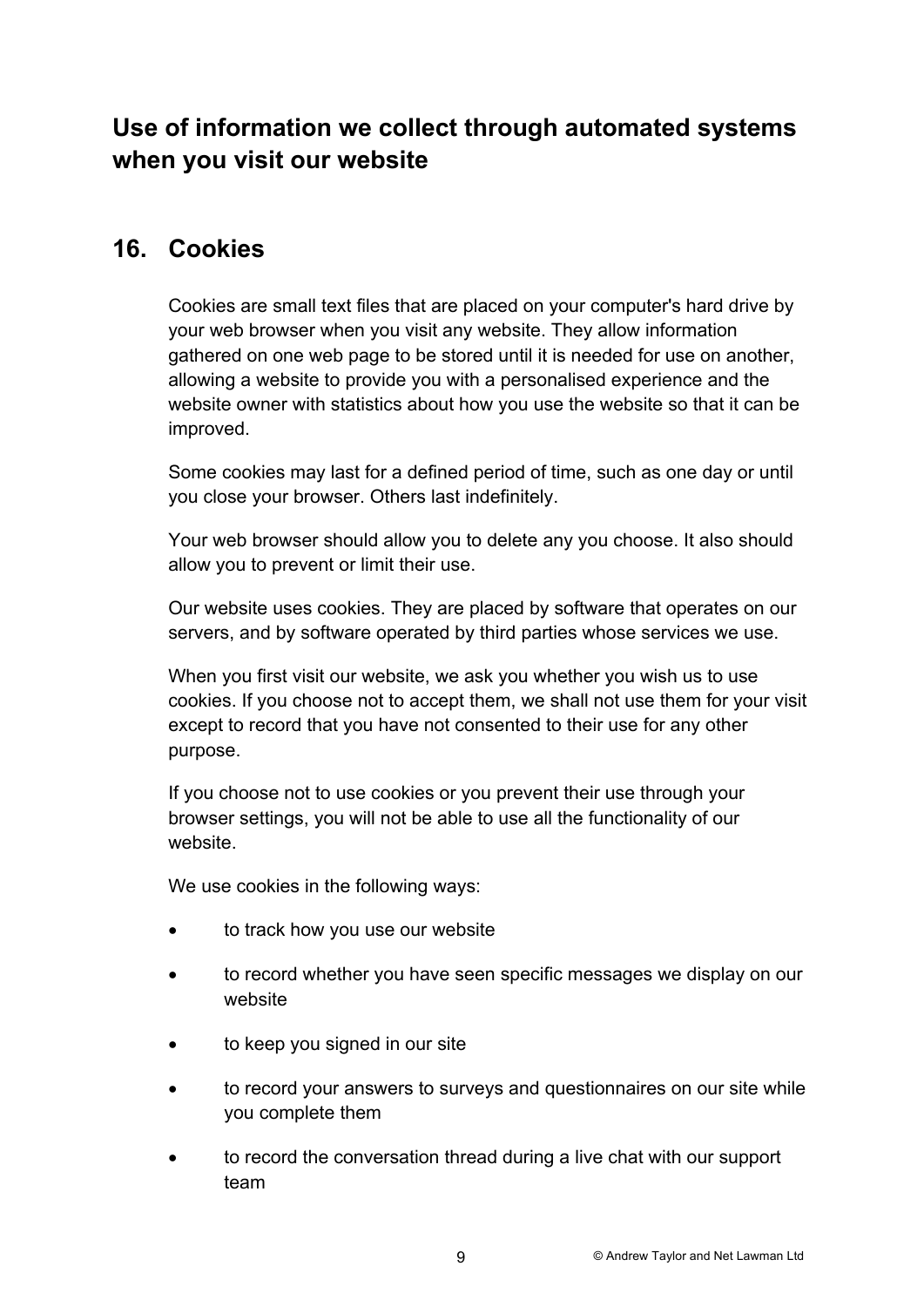## Use of information we collect through automated systems when you visit our website

## 16. Cookies

Cookies are small text files that are placed on your computer's hard drive by your web browser when you visit any website. They allow information gathered on one web page to be stored until it is needed for use on another, allowing a website to provide you with a personalised experience and the website owner with statistics about how you use the website so that it can be improved.

Some cookies may last for a defined period of time, such as one day or until you close your browser. Others last indefinitely.

Your web browser should allow you to delete any you choose. It also should allow you to prevent or limit their use.

Our website uses cookies. They are placed by software that operates on our servers, and by software operated by third parties whose services we use.

When you first visit our website, we ask you whether you wish us to use cookies. If you choose not to accept them, we shall not use them for your visit except to record that you have not consented to their use for any other purpose.

If you choose not to use cookies or you prevent their use through your browser settings, you will not be able to use all the functionality of our website.

We use cookies in the following ways:

- to track how you use our website
- to record whether you have seen specific messages we display on our website
- to keep you signed in our site
- to record your answers to surveys and questionnaires on our site while you complete them
- to record the conversation thread during a live chat with our support team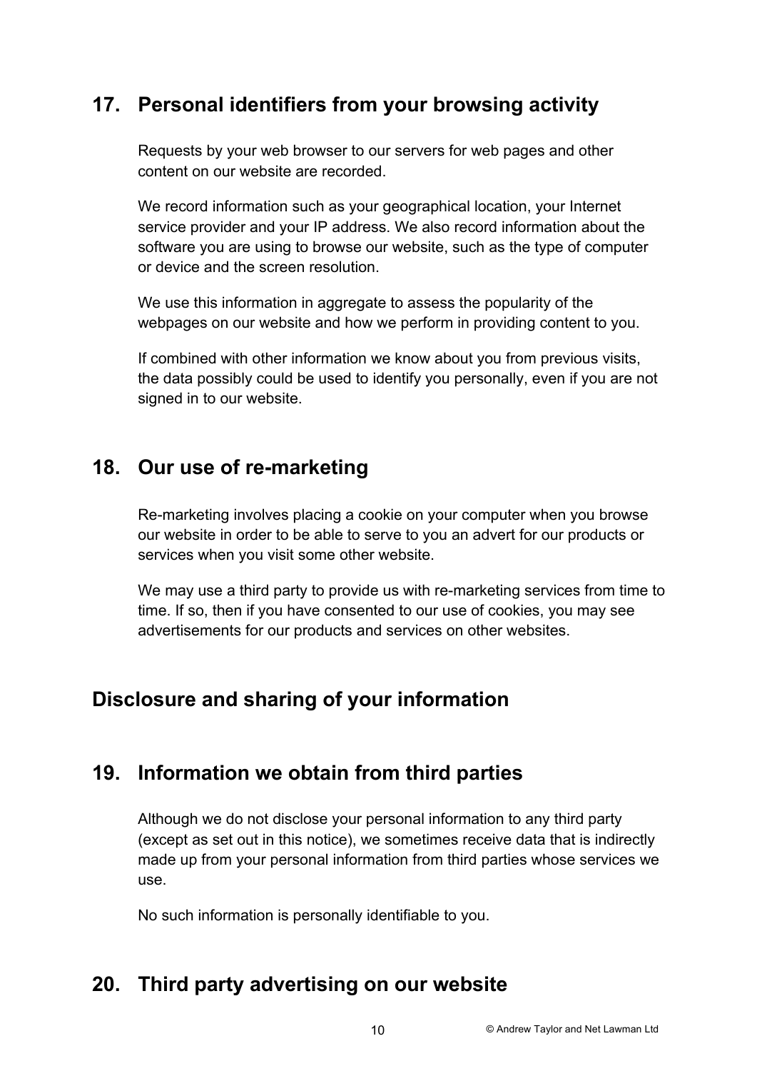## 17. Personal identifiers from your browsing activity

Requests by your web browser to our servers for web pages and other content on our website are recorded.

We record information such as your geographical location, your Internet service provider and your IP address. We also record information about the software you are using to browse our website, such as the type of computer or device and the screen resolution.

We use this information in aggregate to assess the popularity of the webpages on our website and how we perform in providing content to you.

If combined with other information we know about you from previous visits, the data possibly could be used to identify you personally, even if you are not signed in to our website.

## 18. Our use of re-marketing

Re-marketing involves placing a cookie on your computer when you browse our website in order to be able to serve to you an advert for our products or services when you visit some other website.

We may use a third party to provide us with re-marketing services from time to time. If so, then if you have consented to our use of cookies, you may see advertisements for our products and services on other websites.

## Disclosure and sharing of your information

## 19. Information we obtain from third parties

Although we do not disclose your personal information to any third party (except as set out in this notice), we sometimes receive data that is indirectly made up from your personal information from third parties whose services we use.

No such information is personally identifiable to you.

## 20. Third party advertising on our website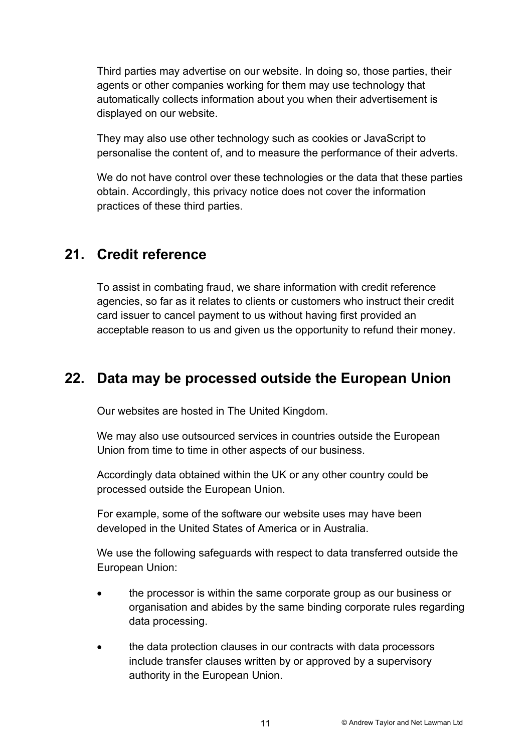Third parties may advertise on our website. In doing so, those parties, their agents or other companies working for them may use technology that automatically collects information about you when their advertisement is displayed on our website.

They may also use other technology such as cookies or JavaScript to personalise the content of, and to measure the performance of their adverts.

We do not have control over these technologies or the data that these parties obtain. Accordingly, this privacy notice does not cover the information practices of these third parties.

## 21. Credit reference

To assist in combating fraud, we share information with credit reference agencies, so far as it relates to clients or customers who instruct their credit card issuer to cancel payment to us without having first provided an acceptable reason to us and given us the opportunity to refund their money.

## 22. Data may be processed outside the European Union

Our websites are hosted in The United Kingdom.

We may also use outsourced services in countries outside the European Union from time to time in other aspects of our business.

Accordingly data obtained within the UK or any other country could be processed outside the European Union.

For example, some of the software our website uses may have been developed in the United States of America or in Australia.

We use the following safeguards with respect to data transferred outside the European Union:

- the processor is within the same corporate group as our business or organisation and abides by the same binding corporate rules regarding data processing.
- the data protection clauses in our contracts with data processors include transfer clauses written by or approved by a supervisory authority in the European Union.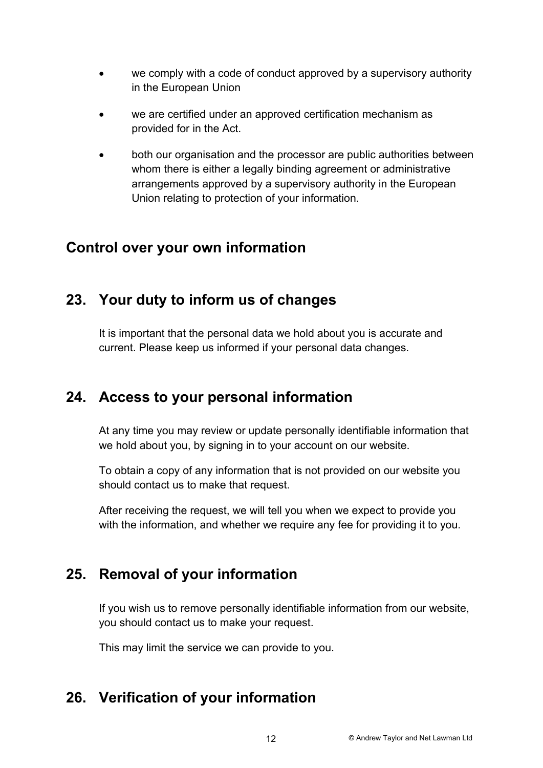- we comply with a code of conduct approved by a supervisory authority in the European Union
- we are certified under an approved certification mechanism as provided for in the Act.
- both our organisation and the processor are public authorities between whom there is either a legally binding agreement or administrative arrangements approved by a supervisory authority in the European Union relating to protection of your information.

## Control over your own information

## 23. Your duty to inform us of changes

It is important that the personal data we hold about you is accurate and current. Please keep us informed if your personal data changes.

## 24. Access to your personal information

At any time you may review or update personally identifiable information that we hold about you, by signing in to your account on our website.

To obtain a copy of any information that is not provided on our website you should contact us to make that request.

After receiving the request, we will tell you when we expect to provide you with the information, and whether we require any fee for providing it to you.

## 25. Removal of your information

If you wish us to remove personally identifiable information from our website, you should contact us to make your request.

This may limit the service we can provide to you.

## 26. Verification of your information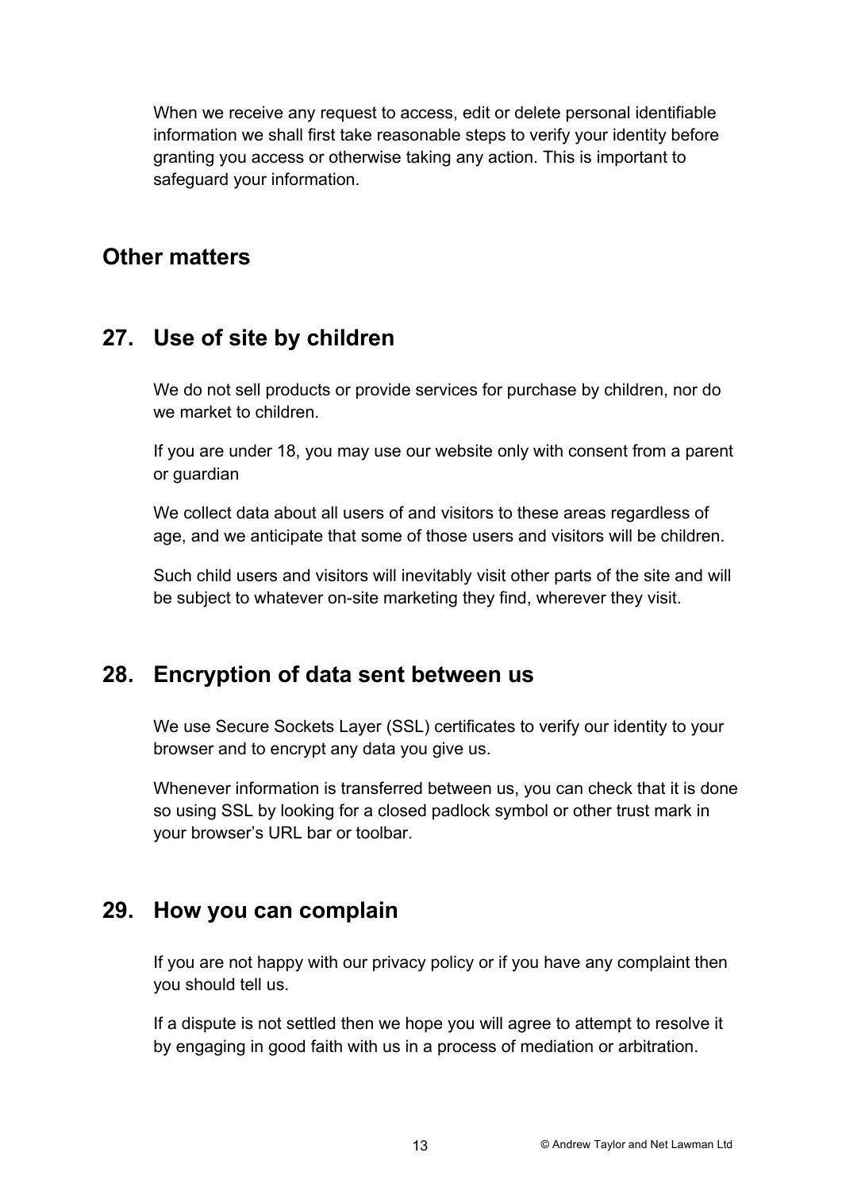When we receive any request to access, edit or delete personal identifiable information we shall first take reasonable steps to verify your identity before granting you access or otherwise taking any action. This is important to safeguard your information.

# Other matters

## 27. Use of site by children

We do not sell products or provide services for purchase by children, nor do we market to children.

If you are under 18, you may use our website only with consent from a parent or guardian

We collect data about all users of and visitors to these areas regardless of age, and we anticipate that some of those users and visitors will be children.

Such child users and visitors will inevitably visit other parts of the site and will be subject to whatever on-site marketing they find, wherever they visit.

## 28. Encryption of data sent between us

We use Secure Sockets Layer (SSL) certificates to verify our identity to your browser and to encrypt any data you give us.

Whenever information is transferred between us, you can check that it is done so using SSL by looking for a closed padlock symbol or other trust mark in your browser's URL bar or toolbar.

## 29. How you can complain

If you are not happy with our privacy policy or if you have any complaint then you should tell us.

If a dispute is not settled then we hope you will agree to attempt to resolve it by engaging in good faith with us in a process of mediation or arbitration.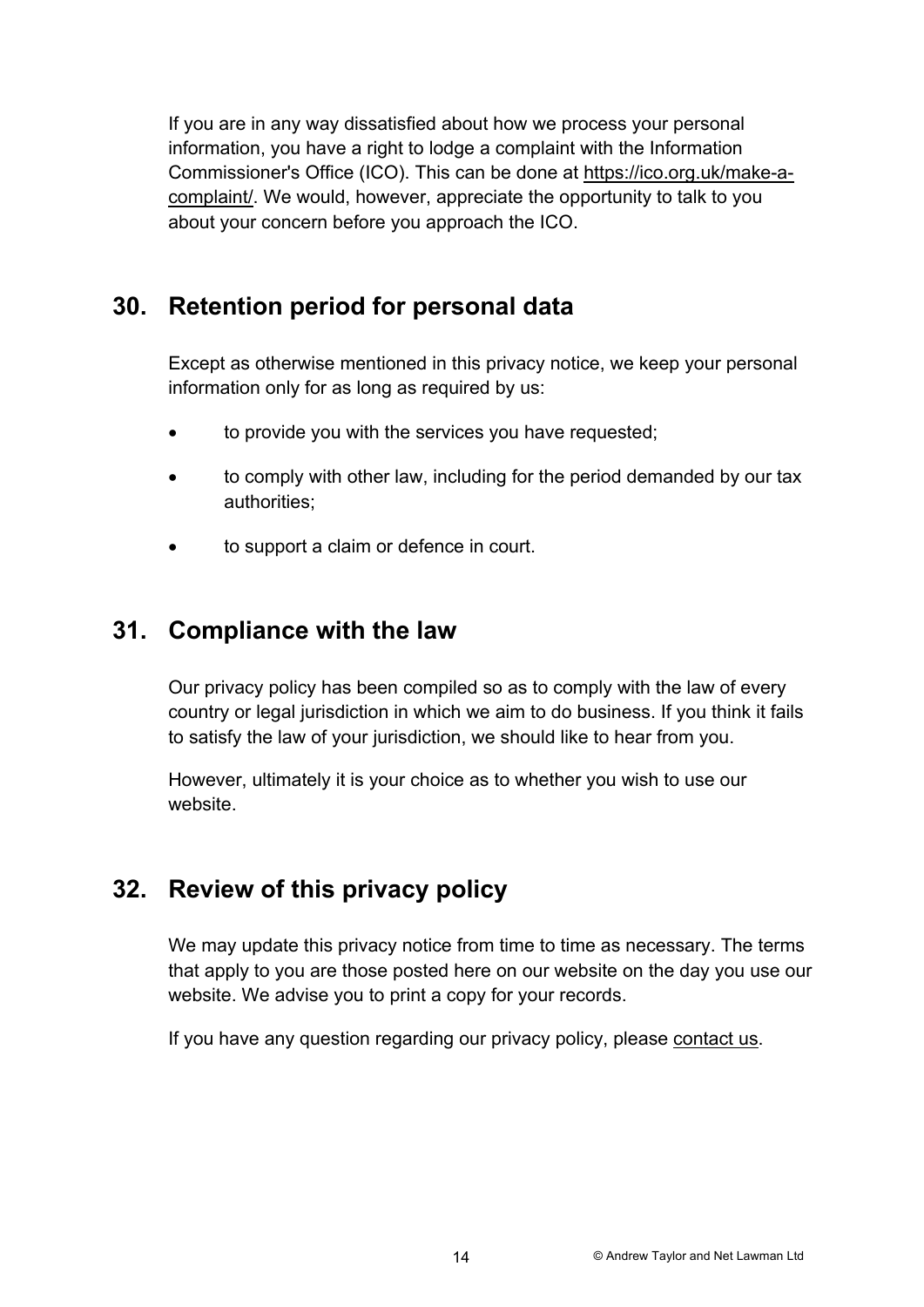If you are in any way dissatisfied about how we process your personal information, you have a right to lodge a complaint with the Information Commissioner's Office (ICO). This can be done at https://ico.org.uk/make-a-complaint/. We would, however, appreciate the opportunity to talk to you about your concern before you approach the ICO.

## 30. Retention period for personal data

Except as otherwise mentioned in this privacy notice, we keep your personal information only for as long as required by us:

- to provide you with the services you have requested;
- to comply with other law, including for the period demanded by our tax authorities;
- to support a claim or defence in court.

## 31. Compliance with the law

Our privacy policy has been compiled so as to comply with the law of every country or legal jurisdiction in which we aim to do business. If you think it fails to satisfy the law of your jurisdiction, we should like to hear from you.

However, ultimately it is your choice as to whether you wish to use our website.

## 32. Review of this privacy policy

We may update this privacy notice from time to time as necessary. The terms that apply to you are those posted here on our website on the day you use our website. We advise you to print a copy for your records.

If you have any question regarding our privacy policy, please contact us.